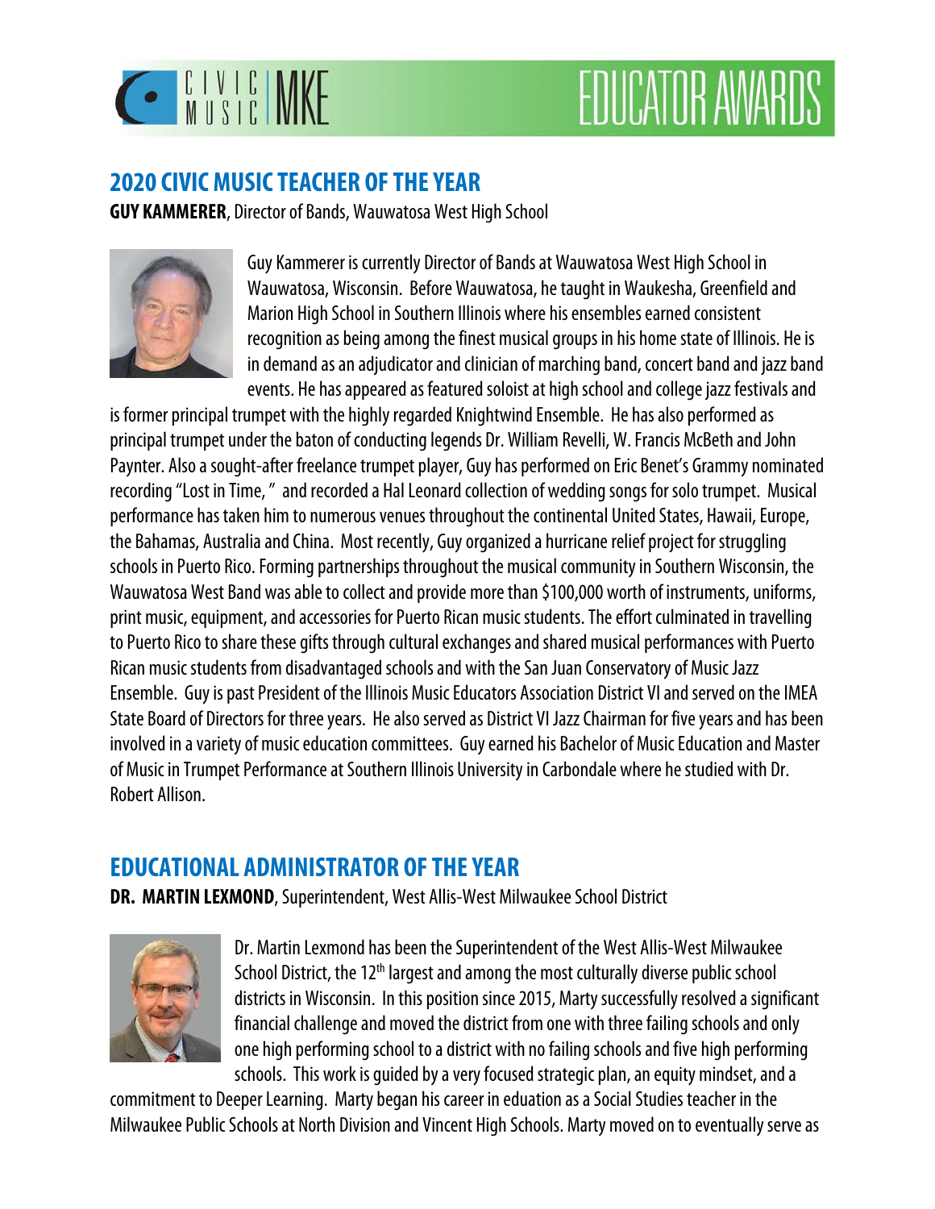CIVIC MUSIC MKE

# EDUCATOR AWARDS

## 2020 CIVIC MUSIC TEACHER OF THE YEAR

**GUY KAMMERER**, Director of Bands, Wauwatosa West High School

Guy Kammerer is currently Director of Bands at Wauwatosa West High School in Wauwatosa, Wisconsin. Before Wauwatosa, he taught in Waukesha, Greenfield and Marion High School in Southern Illinois where his ensembles earned consistent recognition as being among the finest musical groups in his home state of Illinois. He is in demand as an adjudicator and clinician of marching band, concert band and jazz band events. He has appeared as featured soloist at high school and college jazz festivals and is former principal trumpet with the highly regarded Knightwind Ensemble. He has also performed as principal trumpet under the baton of conducting legends Dr. William Revelli, W. Francis McBeth and John Paynter. Also a sought-after freelance trumpet player, Guy has performed on Eric Benet's Grammy nominated recording "Lost in Time, " and recorded a Hal Leonard collection of wedding songs for solo trumpet. Musical performance has taken him to numerous venues throughout the continental United States, Hawaii, Europe, the Bahamas, Australia and China. Most recently, Guy organized a hurricane relief project for struggling schools in Puerto Rico. Forming partnerships throughout the musical community in Southern Wisconsin, the Wauwatosa West Band was able to collect and provide more than $100,000 worth of instruments, uniforms, print music, equipment, and accessories for Puerto Rican music students. The effort culminated in travelling to Puerto Rico to share these gifts through cultural exchanges and shared musical performances with Puerto Rican music students from disadvantaged schools and with the San Juan Conservatory of Music Jazz Ensemble. Guy is past President of the Illinois Music Educators Association District VI and served on the IMEA State Board of Directors for three years. He also served as District VI Jazz Chairman for five years and has been involved in a variety of music education committees. Guy earned his Bachelor of Music Education and Master of Music in Trumpet Performance at Southern Illinois University in Carbondale where he studied with Dr. Robert Allison.

## EDUCATIONAL ADMINISTRATOR OF THE YEAR

**DR. MARTIN LEXMOND**, Superintendent, West Allis-West Milwaukee School District

Dr. Martin Lexmond has been the Superintendent of the West Allis-West Milwaukee School District, the 12th largest and among the most culturally diverse public school districts in Wisconsin. In this position since 2015, Marty successfully resolved a significant financial challenge and moved the district from one with three failing schools and only one high performing school to a district with no failing schools and five high performing schools. This work is guided by a very focused strategic plan, an equity mindset, and a commitment to Deeper Learning. Marty began his career in eduation as a Social Studies teacher in the Milwaukee Public Schools at North Division and Vincent High Schools. Marty moved on to eventually serve as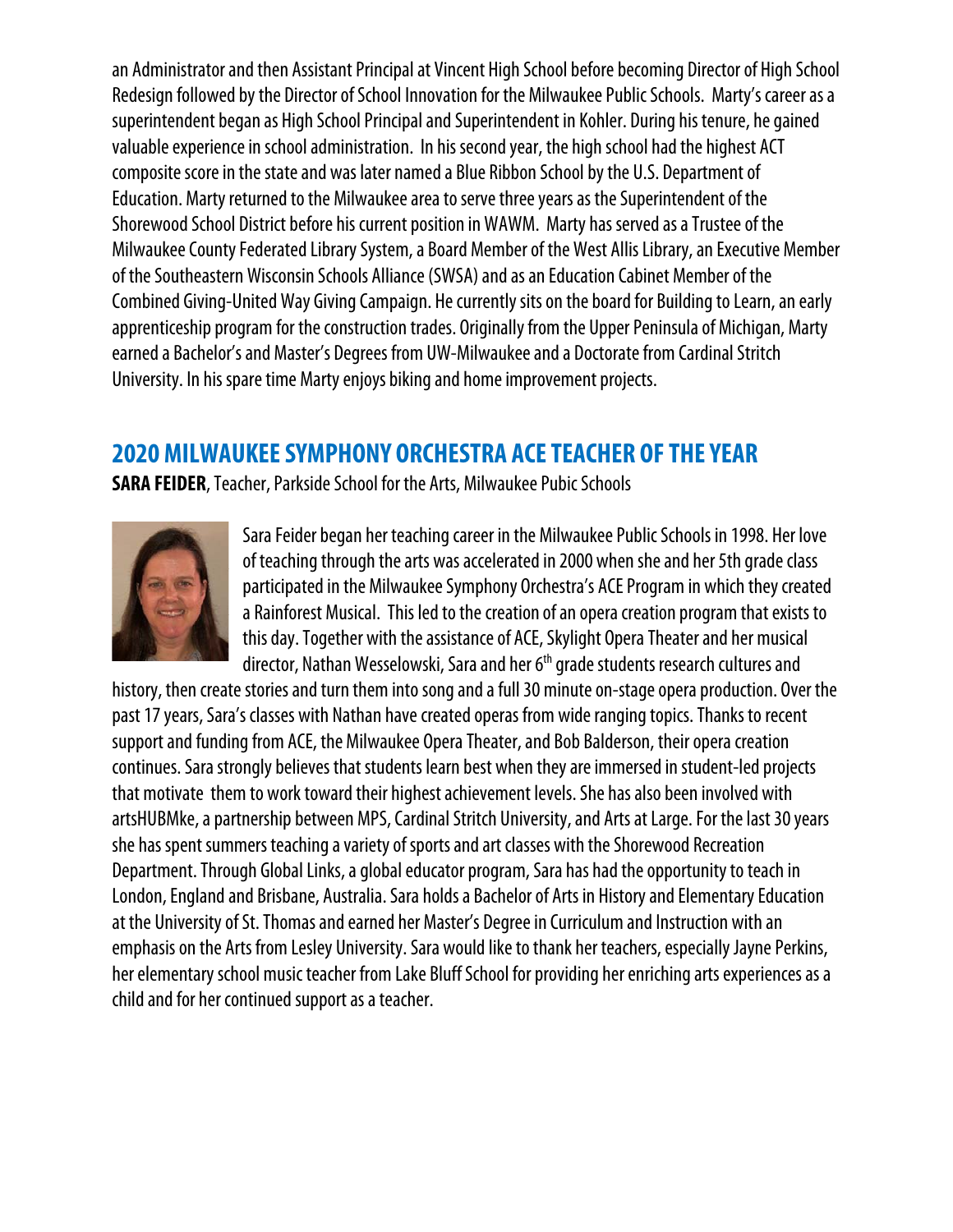an Administrator and then Assistant Principal at Vincent High School before becoming Director of High School Redesign followed by the Director of School Innovation for the Milwaukee Public Schools. Marty's career as a superintendent began as High School Principal and Superintendent in Kohler. During his tenure, he gained valuable experience in school administration. In his second year, the high school had the highest ACT composite score in the state and was later named a Blue Ribbon School by the U.S. Department of Education. Marty returned to the Milwaukee area to serve three years as the Superintendent of the Shorewood School District before his current position in WAWM. Marty has served as a Trustee of the Milwaukee County Federated Library System, a Board Member of the West Allis Library, an Executive Member of the Southeastern Wisconsin Schools Alliance (SWSA) and as an Education Cabinet Member of the Combined Giving-United Way Giving Campaign. He currently sits on the board for Building to Learn, an early apprenticeship program for the construction trades. Originally from the Upper Peninsula of Michigan, Marty earned a Bachelor's and Master's Degrees from UW-Milwaukee and a Doctorate from Cardinal Stritch University. In his spare time Marty enjoys biking and home improvement projects.

## 2020 MILWAUKEE SYMPHONY ORCHESTRA ACE TEACHER OF THE YEAR

**SARA FEIDER**, Teacher, Parkside School for the Arts, Milwaukee Pubic Schools

Sara Feider began her teaching career in the Milwaukee Public Schools in 1998. Her love of teaching through the arts was accelerated in 2000 when she and her 5th grade class participated in the Milwaukee Symphony Orchestra's ACE Program in which they created a Rainforest Musical. This led to the creation of an opera creation program that exists to this day. Together with the assistance of ACE, Skylight Opera Theater and her musical director, Nathan Wesselowski, Sara and her 6th grade students research cultures and history, then create stories and turn them into song and a full 30 minute on-stage opera production. Over the past 17 years, Sara's classes with Nathan have created operas from wide ranging topics. Thanks to recent support and funding from ACE, the Milwaukee Opera Theater, and Bob Balderson, their opera creation continues. Sara strongly believes that students learn best when they are immersed in student-led projects that motivate them to work toward their highest achievement levels. She has also been involved with artsHUBMke, a partnership between MPS, Cardinal Stritch University, and Arts at Large. For the last 30 years she has spent summers teaching a variety of sports and art classes with the Shorewood Recreation Department. Through Global Links, a global educator program, Sara has had the opportunity to teach in London, England and Brisbane, Australia. Sara holds a Bachelor of Arts in History and Elementary Education at the University of St. Thomas and earned her Master's Degree in Curriculum and Instruction with an emphasis on the Arts from Lesley University. Sara would like to thank her teachers, especially Jayne Perkins, her elementary school music teacher from Lake Bluff School for providing her enriching arts experiences as a child and for her continued support as a teacher.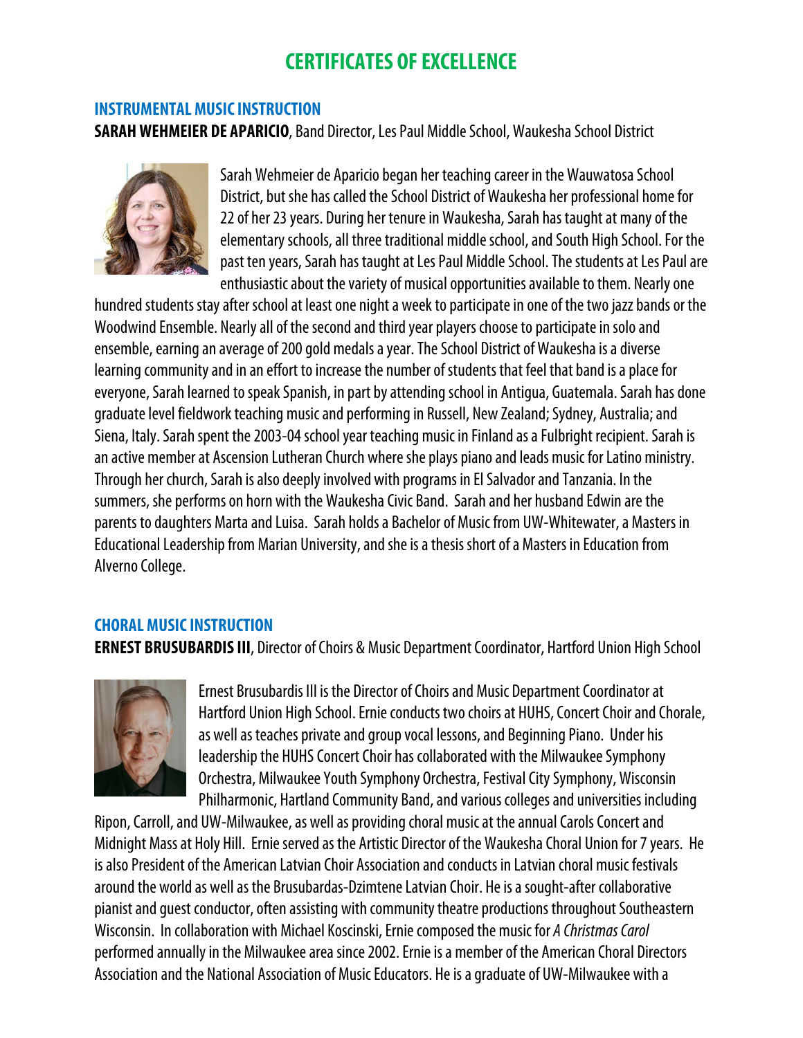# CERTIFICATES OF EXCELLENCE

## INSTRUMENTAL MUSIC INSTRUCTION

**SARAH WEHMEIER DE APARICIO**, Band Director, Les Paul Middle School, Waukesha School District

Sarah Wehmeier de Aparicio began her teaching career in the Wauwatosa School District, but she has called the School District of Waukesha her professional home for 22 of her 23 years. During her tenure in Waukesha, Sarah has taught at many of the elementary schools, all three traditional middle school, and South High School. For the past ten years, Sarah has taught at Les Paul Middle School. The students at Les Paul are enthusiastic about the variety of musical opportunities available to them. Nearly one hundred students stay after school at least one night a week to participate in one of the two jazz bands or the Woodwind Ensemble. Nearly all of the second and third year players choose to participate in solo and ensemble, earning an average of 200 gold medals a year. The School District of Waukesha is a diverse learning community and in an effort to increase the number of students that feel that band is a place for everyone, Sarah learned to speak Spanish, in part by attending school in Antigua, Guatemala. Sarah has done graduate level fieldwork teaching music and performing in Russell, New Zealand; Sydney, Australia; and Siena, Italy. Sarah spent the 2003-04 school year teaching music in Finland as a Fulbright recipient. Sarah is an active member at Ascension Lutheran Church where she plays piano and leads music for Latino ministry. Through her church, Sarah is also deeply involved with programs in El Salvador and Tanzania. In the summers, she performs on horn with the Waukesha Civic Band. Sarah and her husband Edwin are the parents to daughters Marta and Luisa. Sarah holds a Bachelor of Music from UW-Whitewater, a Masters in Educational Leadership from Marian University, and she is a thesis short of a Masters in Education from Alverno College.

## CHORAL MUSIC INSTRUCTION

**ERNEST BRUSUBARDIS III**, Director of Choirs & Music Department Coordinator, Hartford Union High School

Ernest Brusubardis III is the Director of Choirs and Music Department Coordinator at Hartford Union High School. Ernie conducts two choirs at HUHS, Concert Choir and Chorale, as well as teaches private and group vocal lessons, and Beginning Piano. Under his leadership the HUHS Concert Choir has collaborated with the Milwaukee Symphony Orchestra, Milwaukee Youth Symphony Orchestra, Festival City Symphony, Wisconsin Philharmonic, Hartland Community Band, and various colleges and universities including Ripon, Carroll, and UW-Milwaukee, as well as providing choral music at the annual Carols Concert and Midnight Mass at Holy Hill. Ernie served as the Artistic Director of the Waukesha Choral Union for 7 years. He is also President of the American Latvian Choir Association and conducts in Latvian choral music festivals around the world as well as the Brusubardas-Dzimtene Latvian Choir. He is a sought-after collaborative pianist and guest conductor, often assisting with community theatre productions throughout Southeastern Wisconsin. In collaboration with Michael Koscinski, Ernie composed the music for *A Christmas Carol* performed annually in the Milwaukee area since 2002. Ernie is a member of the American Choral Directors Association and the National Association of Music Educators. He is a graduate of UW-Milwaukee with a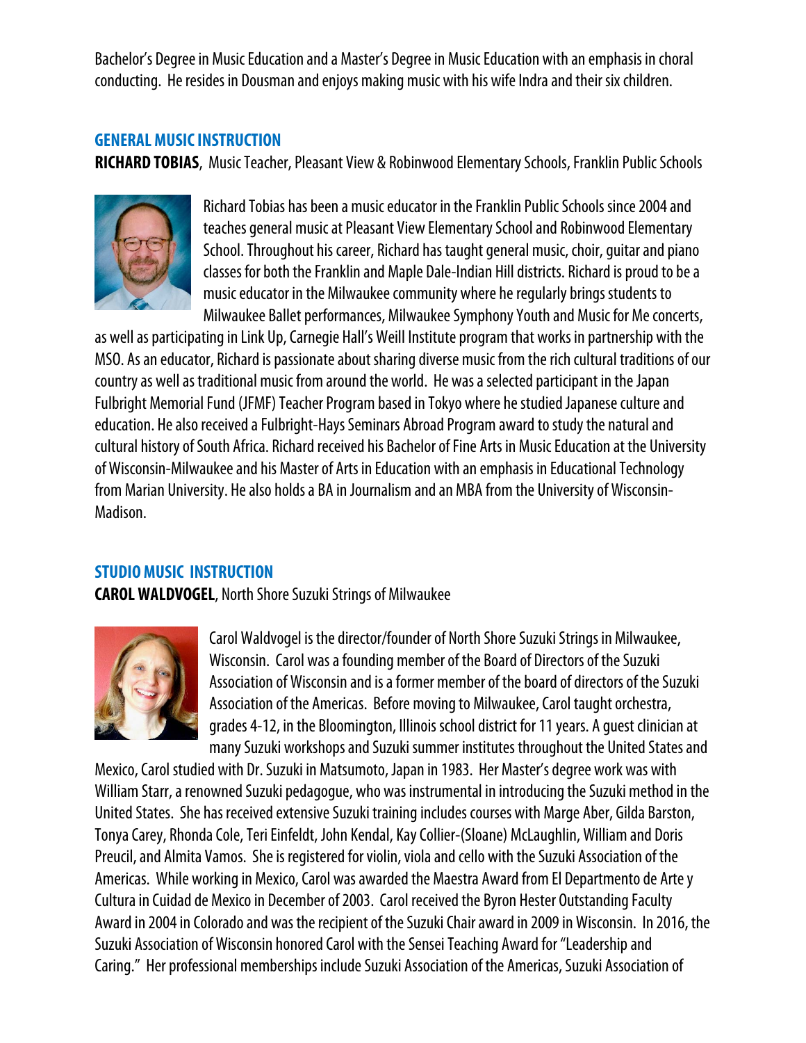Bachelor's Degree in Music Education and a Master's Degree in Music Education with an emphasis in choral conducting. He resides in Dousman and enjoys making music with his wife Indra and their six children.

## GENERAL MUSIC INSTRUCTION

**RICHARD TOBIAS**, Music Teacher, Pleasant View & Robinwood Elementary Schools, Franklin Public Schools

Richard Tobias has been a music educator in the Franklin Public Schools since 2004 and teaches general music at Pleasant View Elementary School and Robinwood Elementary School. Throughout his career, Richard has taught general music, choir, guitar and piano classes for both the Franklin and Maple Dale-Indian Hill districts. Richard is proud to be a music educator in the Milwaukee community where he regularly brings students to Milwaukee Ballet performances, Milwaukee Symphony Youth and Music for Me concerts, as well as participating in Link Up, Carnegie Hall's Weill Institute program that works in partnership with the MSO. As an educator, Richard is passionate about sharing diverse music from the rich cultural traditions of our country as well as traditional music from around the world. He was a selected participant in the Japan Fulbright Memorial Fund (JFMF) Teacher Program based in Tokyo where he studied Japanese culture and education. He also received a Fulbright-Hays Seminars Abroad Program award to study the natural and cultural history of South Africa. Richard received his Bachelor of Fine Arts in Music Education at the University of Wisconsin-Milwaukee and his Master of Arts in Education with an emphasis in Educational Technology from Marian University. He also holds a BA in Journalism and an MBA from the University of Wisconsin-Madison.

## STUDIO MUSIC INSTRUCTION

**CAROL WALDVOGEL**, North Shore Suzuki Strings of Milwaukee

Carol Waldvogel is the director/founder of North Shore Suzuki Strings in Milwaukee, Wisconsin. Carol was a founding member of the Board of Directors of the Suzuki Association of Wisconsin and is a former member of the board of directors of the Suzuki Association of the Americas. Before moving to Milwaukee, Carol taught orchestra, grades 4-12, in the Bloomington, Illinois school district for 11 years. A guest clinician at many Suzuki workshops and Suzuki summer institutes throughout the United States and Mexico, Carol studied with Dr. Suzuki in Matsumoto, Japan in 1983. Her Master's degree work was with William Starr, a renowned Suzuki pedagogue, who was instrumental in introducing the Suzuki method in the United States. She has received extensive Suzuki training includes courses with Marge Aber, Gilda Barston, Tonya Carey, Rhonda Cole, Teri Einfeldt, John Kendal, Kay Collier-(Sloane) McLaughlin, William and Doris Preucil, and Almita Vamos. She is registered for violin, viola and cello with the Suzuki Association of the Americas. While working in Mexico, Carol was awarded the Maestra Award from El Departmento de Arte y Cultura in Cuidad de Mexico in December of 2003. Carol received the Byron Hester Outstanding Faculty Award in 2004 in Colorado and was the recipient of the Suzuki Chair award in 2009 in Wisconsin. In 2016, the Suzuki Association of Wisconsin honored Carol with the Sensei Teaching Award for "Leadership and Caring." Her professional memberships include Suzuki Association of the Americas, Suzuki Association of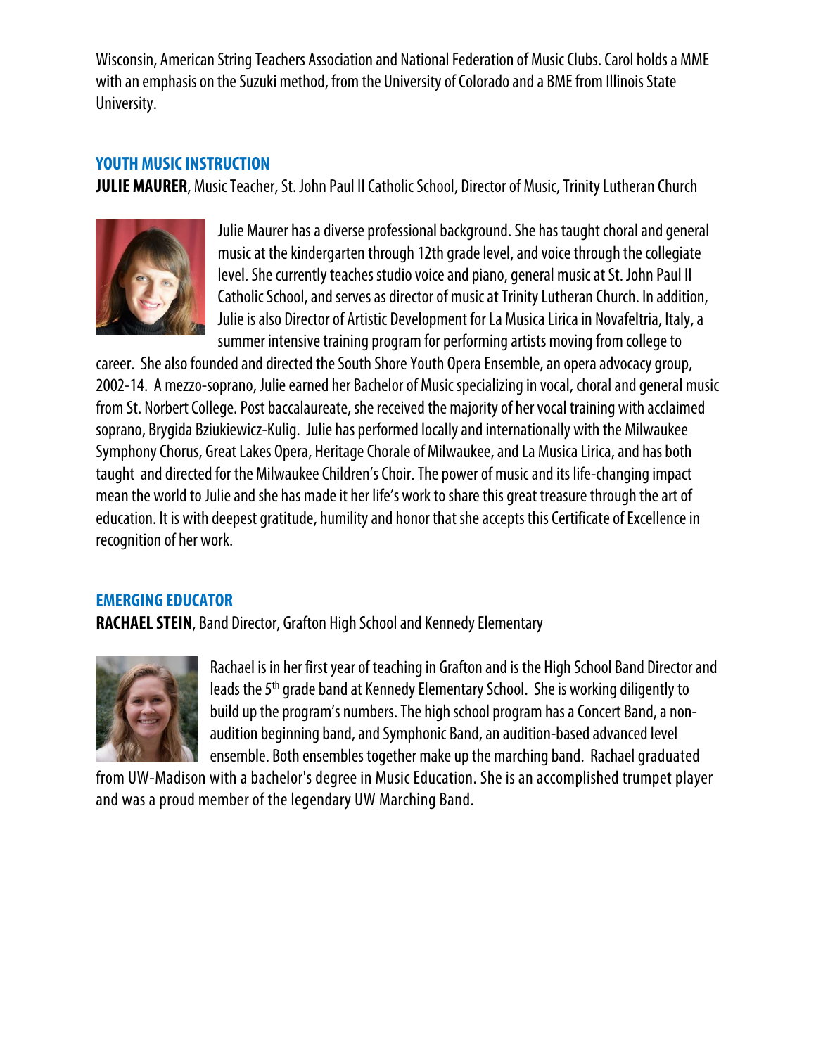Wisconsin, American String Teachers Association and National Federation of Music Clubs. Carol holds a MME with an emphasis on the Suzuki method, from the University of Colorado and a BME from Illinois State University.

## YOUTH MUSIC INSTRUCTION

**JULIE MAURER**, Music Teacher, St. John Paul II Catholic School, Director of Music, Trinity Lutheran Church

Julie Maurer has a diverse professional background. She has taught choral and general music at the kindergarten through 12th grade level, and voice through the collegiate level. She currently teaches studio voice and piano, general music at St. John Paul II Catholic School, and serves as director of music at Trinity Lutheran Church. In addition, Julie is also Director of Artistic Development for La Musica Lirica in Novafeltria, Italy, a summer intensive training program for performing artists moving from college to career. She also founded and directed the South Shore Youth Opera Ensemble, an opera advocacy group, 2002-14. A mezzo-soprano, Julie earned her Bachelor of Music specializing in vocal, choral and general music from St. Norbert College. Post baccalaureate, she received the majority of her vocal training with acclaimed soprano, Brygida Bziukiewicz-Kulig. Julie has performed locally and internationally with the Milwaukee Symphony Chorus, Great Lakes Opera, Heritage Chorale of Milwaukee, and La Musica Lirica, and has both taught and directed for the Milwaukee Children's Choir. The power of music and its life-changing impact mean the world to Julie and she has made it her life's work to share this great treasure through the art of education. It is with deepest gratitude, humility and honor that she accepts this Certificate of Excellence in recognition of her work.

## EMERGING EDUCATOR

**RACHAEL STEIN**, Band Director, Grafton High School and Kennedy Elementary

Rachael is in her first year of teaching in Grafton and is the High School Band Director and leads the 5th grade band at Kennedy Elementary School. She is working diligently to build up the program's numbers. The high school program has a Concert Band, a non-audition beginning band, and Symphonic Band, an audition-based advanced level ensemble. Both ensembles together make up the marching band. Rachael graduated from UW-Madison with a bachelor's degree in Music Education. She is an accomplished trumpet player and was a proud member of the legendary UW Marching Band.